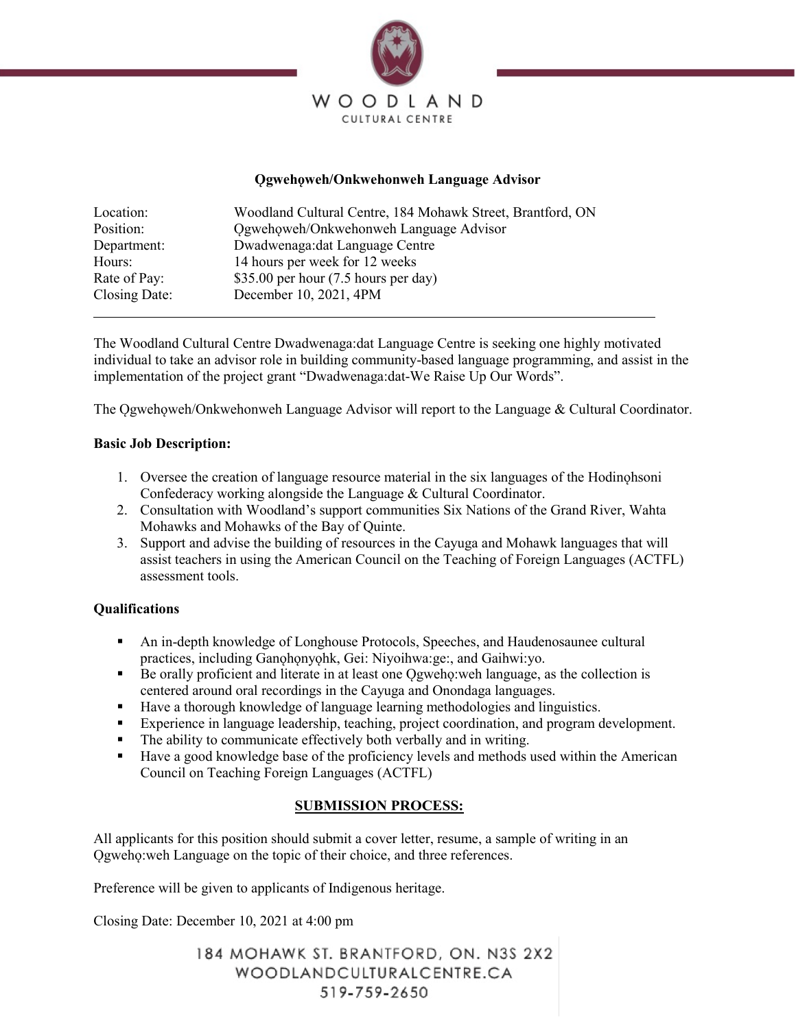WOODLAND

CULTURAL CENTRE

## Ǫgwehǫweh/Onkwehonweh Language Advisor

| | |
|---|---|
| Location: | Woodland Cultural Centre, 184 Mohawk Street, Brantford, ON |
| Position: | Ǫgwehǫweh/Onkwehonweh Language Advisor |
| Department: | Dwadwenaga:dat Language Centre |
| Hours: | 14 hours per week for 12 weeks |
| Rate of Pay: | $35.00 per hour (7.5 hours per day) |
| Closing Date: | December 10, 2021, 4PM |

---

The Woodland Cultural Centre Dwadwenaga:dat Language Centre is seeking one highly motivated individual to take an advisor role in building community-based language programming, and assist in the implementation of the project grant "Dwadwenaga:dat-We Raise Up Our Words".

The Ǫgwehǫweh/Onkwehonweh Language Advisor will report to the Language & Cultural Coordinator.

**Basic Job Description:**

1. Oversee the creation of language resource material in the six languages of the Hodinǫhsoni Confederacy working alongside the Language & Cultural Coordinator.
2. Consultation with Woodland's support communities Six Nations of the Grand River, Wahta Mohawks and Mohawks of the Bay of Quinte.
3. Support and advise the building of resources in the Cayuga and Mohawk languages that will assist teachers in using the American Council on the Teaching of Foreign Languages (ACTFL) assessment tools.

**Qualifications**

- An in-depth knowledge of Longhouse Protocols, Speeches, and Haudenosaunee cultural practices, including Ganǫhǫnyǫhk, Gei: Niyoihwa:ge:, and Gaihwi:yo.
- Be orally proficient and literate in at least one Ǫgwehǫ:weh language, as the collection is centered around oral recordings in the Cayuga and Onondaga languages.
- Have a thorough knowledge of language learning methodologies and linguistics.
- Experience in language leadership, teaching, project coordination, and program development.
- The ability to communicate effectively both verbally and in writing.
- Have a good knowledge base of the proficiency levels and methods used within the American Council on Teaching Foreign Languages (ACTFL)

**SUBMISSION PROCESS:**

All applicants for this position should submit a cover letter, resume, a sample of writing in an Ǫgwehǫ:weh Language on the topic of their choice, and three references.

Preference will be given to applicants of Indigenous heritage.

Closing Date: December 10, 2021 at 4:00 pm

184 MOHAWK ST. BRANTFORD, ON. N3S 2X2
WOODLANDCULTURALCENTRE.CA
519-759-2650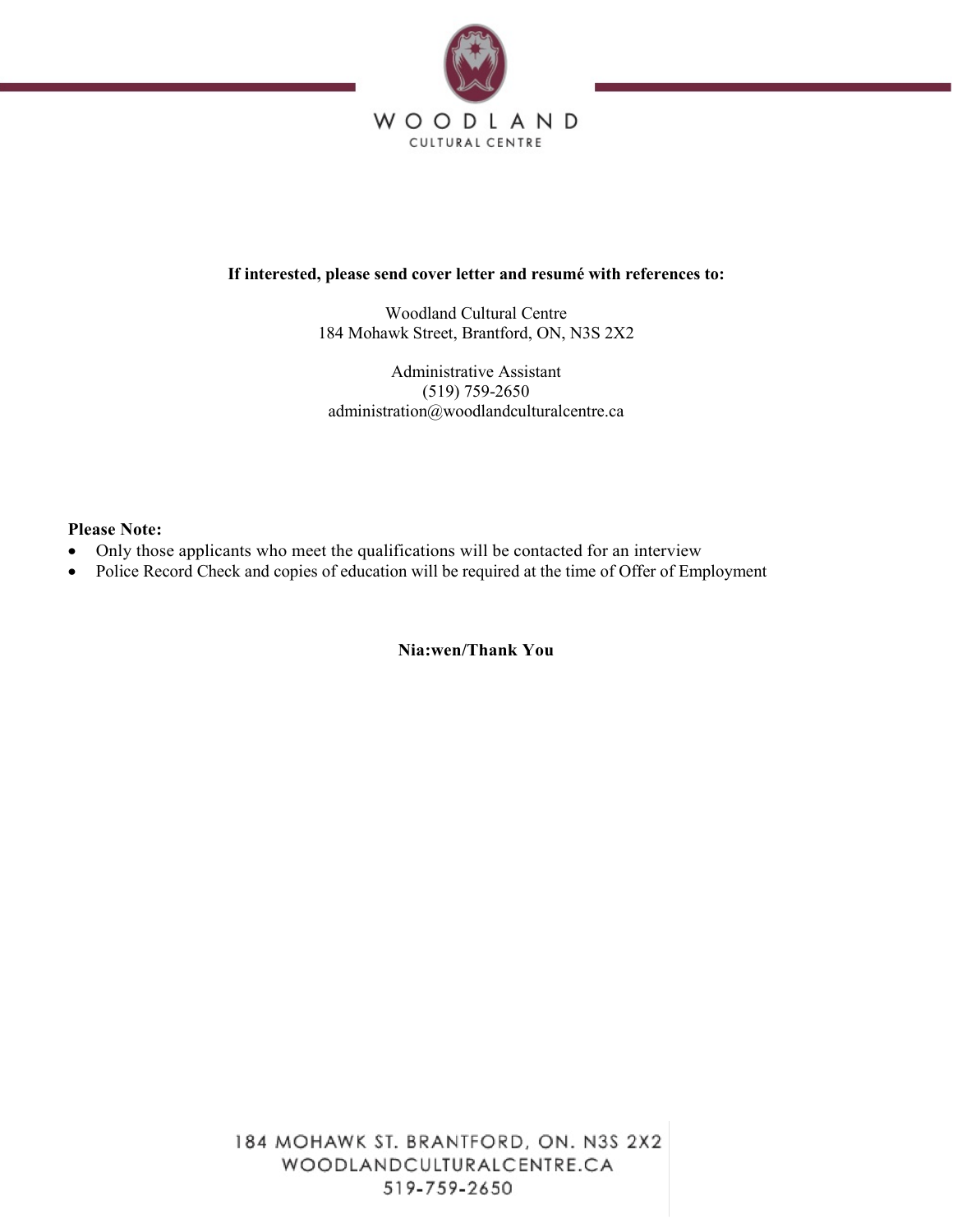**If interested, please send cover letter and resumé with references to:**

Woodland Cultural Centre
184 Mohawk Street, Brantford, ON, N3S 2X2

Administrative Assistant
(519) 759-2650
administration@woodlandculturalcentre.ca

**Please Note:**

- Only those applicants who meet the qualifications will be contacted for an interview
- Police Record Check and copies of education will be required at the time of Offer of Employment

**Nia:wen/Thank You**